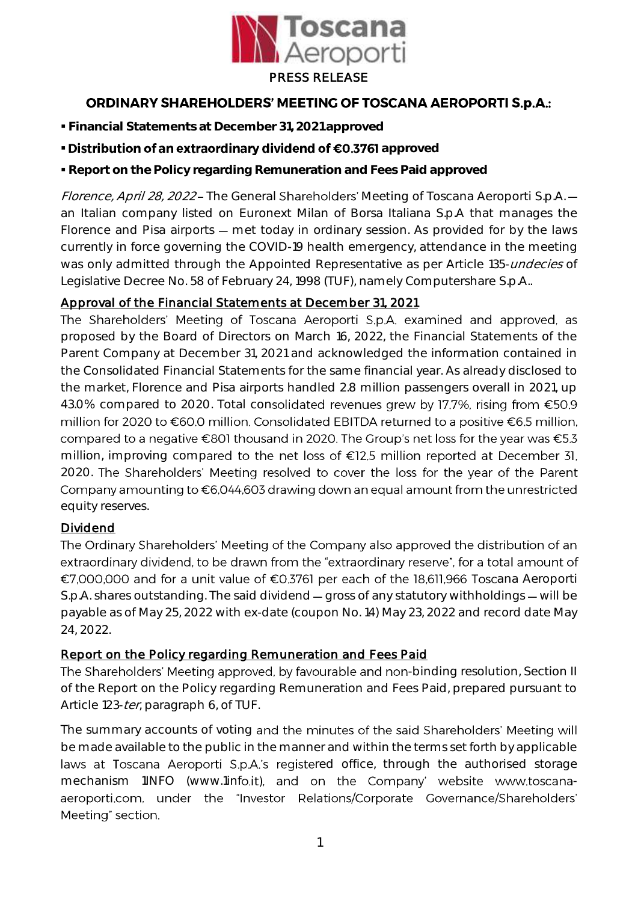PRESS RELEASE

# ORDINARY SHAREHOLDERS' MEETING OF TOSCANA AEROPORTI S.p.A.:

- **Financial Statements at December 31, 2021 approved**
- **Distribution of an extraordinary dividend of €0.3761 approved**
- **Report on the Policy regarding Remuneration and Fees Paid approved**

*Florence, April 28, 2022* – The General Shareholders' Meeting of Toscana Aeroporti S.p.A. — an Italian company listed on Euronext Milan of Borsa Italiana S.p.A that manages the Florence and Pisa airports — met today in ordinary session. As provided for by the laws currently in force governing the COVID-19 health emergency, attendance in the meeting was only admitted through the Appointed Representative as per Article 135-*undecies* of Legislative Decree No. 58 of February 24, 1998 (TUF), namely Computershare S.p.A..

## Approval of the Financial Statements at December 31, 2021

The Shareholders' Meeting of Toscana Aeroporti S.p.A. examined and approved, as proposed by the Board of Directors on March 16, 2022, the Financial Statements of the Parent Company at December 31, 2021 and acknowledged the information contained in the Consolidated Financial Statements for the same financial year. As already disclosed to the market, Florence and Pisa airports handled 2.8 million passengers overall in 2021, up 43.0% compared to 2020. Total consolidated revenues grew by 17.7%, rising from €50.9 million for 2020 to €60.0 million. Consolidated EBITDA returned to a positive €6.5 million, compared to a negative €801 thousand in 2020. The Group's net loss for the year was €5.3 million, improving compared to the net loss of €12.5 million reported at December 31, 2020. The Shareholders' Meeting resolved to cover the loss for the year of the Parent Company amounting to €6,044,603 drawing down an equal amount from the unrestricted equity reserves.

## Dividend

The Ordinary Shareholders' Meeting of the Company also approved the distribution of an extraordinary dividend, to be drawn from the "extraordinary reserve", for a total amount of €7,000,000 and for a unit value of €0.3761 per each of the 18,611,966 Toscana Aeroporti S.p.A. shares outstanding. The said dividend — gross of any statutory withholdings — will be payable as of May 25, 2022 with ex-date (coupon No. 14) May 23, 2022 and record date May 24, 2022.

## Report on the Policy regarding Remuneration and Fees Paid

The Shareholders' Meeting approved, by favourable and non-binding resolution, Section II of the Report on the Policy regarding Remuneration and Fees Paid, prepared pursuant to Article 123-*ter*, paragraph 6, of TUF.

The summary accounts of voting and the minutes of the said Shareholders' Meeting will be made available to the public in the manner and within the terms set forth by applicable laws at Toscana Aeroporti S.p.A.'s registered office, through the authorised storage mechanism 1INFO (www.1info.it), and on the Company' website www.toscana-aeroporti.com, under the "Investor Relations/Corporate Governance/Shareholders' Meeting" section.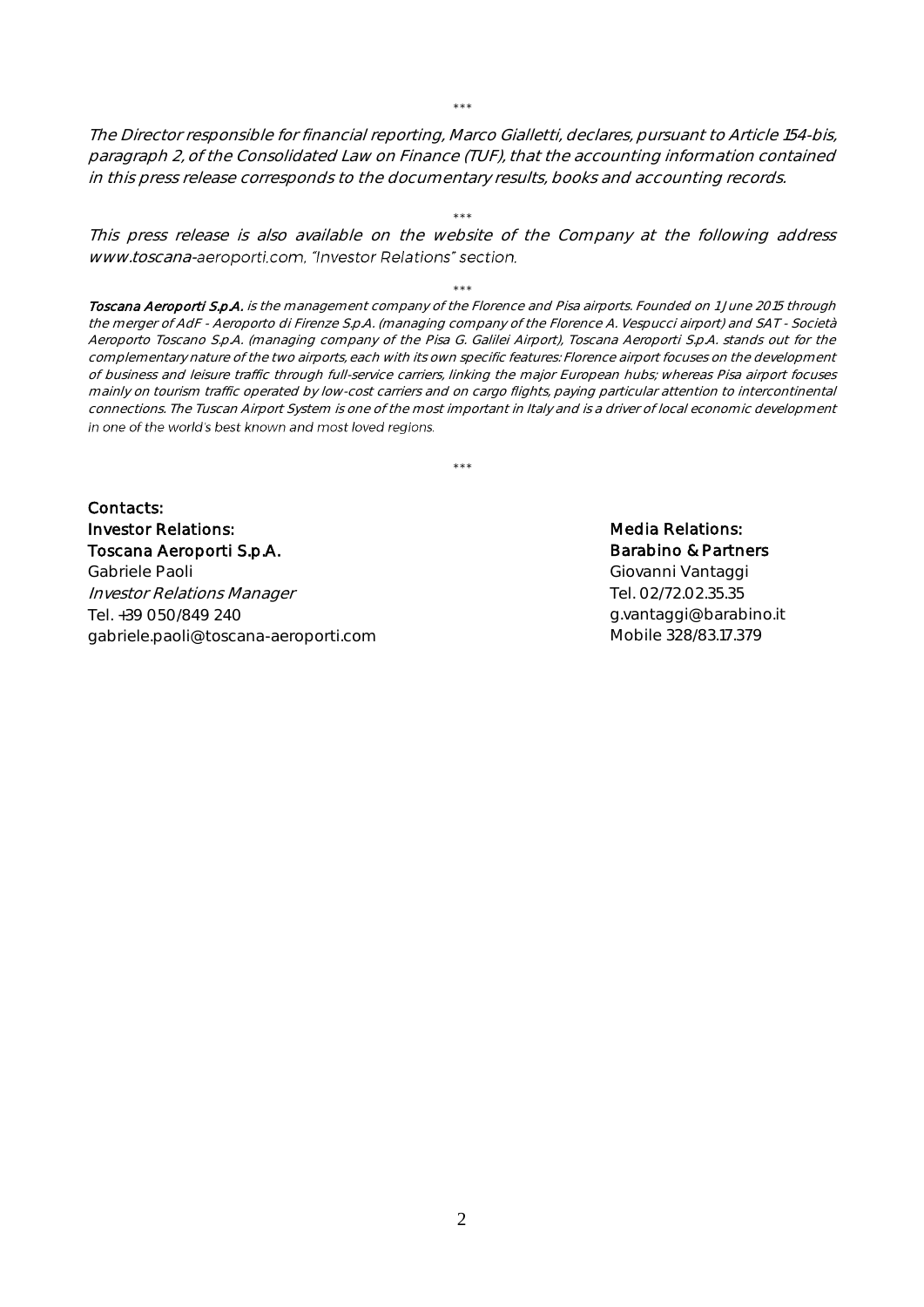\*\*\*

*The Director responsible for financial reporting, Marco Gialletti, declares, pursuant to Article 154-bis, paragraph 2, of the Consolidated Law on Finance (TUF), that the accounting information contained in this press release corresponds to the documentary results, books and accounting records.*

\*\*\*

*This press release is also available on the website of the Company at the following address www.toscana-aeroporti.com, "Investor Relations" section.*

\*\*\*

***Toscana Aeroporti S.p.A.*** *is the management company of the Florence and Pisa airports. Founded on 1 June 2015 through the merger of AdF - Aeroporto di Firenze S.p.A. (managing company of the Florence A. Vespucci airport) and SAT - Società Aeroporto Toscano S.p.A. (managing company of the Pisa G. Galilei Airport), Toscana Aeroporti S.p.A. stands out for the complementary nature of the two airports, each with its own specific features: Florence airport focuses on the development of business and leisure traffic through full-service carriers, linking the major European hubs; whereas Pisa airport focuses mainly on tourism traffic operated by low-cost carriers and on cargo flights, paying particular attention to intercontinental connections. The Tuscan Airport System is one of the most important in Italy and is a driver of local economic development in one of the world's best known and most loved regions.*

\*\*\*

**Contacts:**

**Investor Relations:**
**Toscana Aeroporti S.p.A.**
Gabriele Paoli
*Investor Relations Manager*
Tel. +39 050/849 240
gabriele.paoli@toscana-aeroporti.com

**Media Relations:**
**Barabino & Partners**
Giovanni Vantaggi
Tel. 02/72.02.35.35
g.vantaggi@barabino.it
Mobile 328/83.17.379